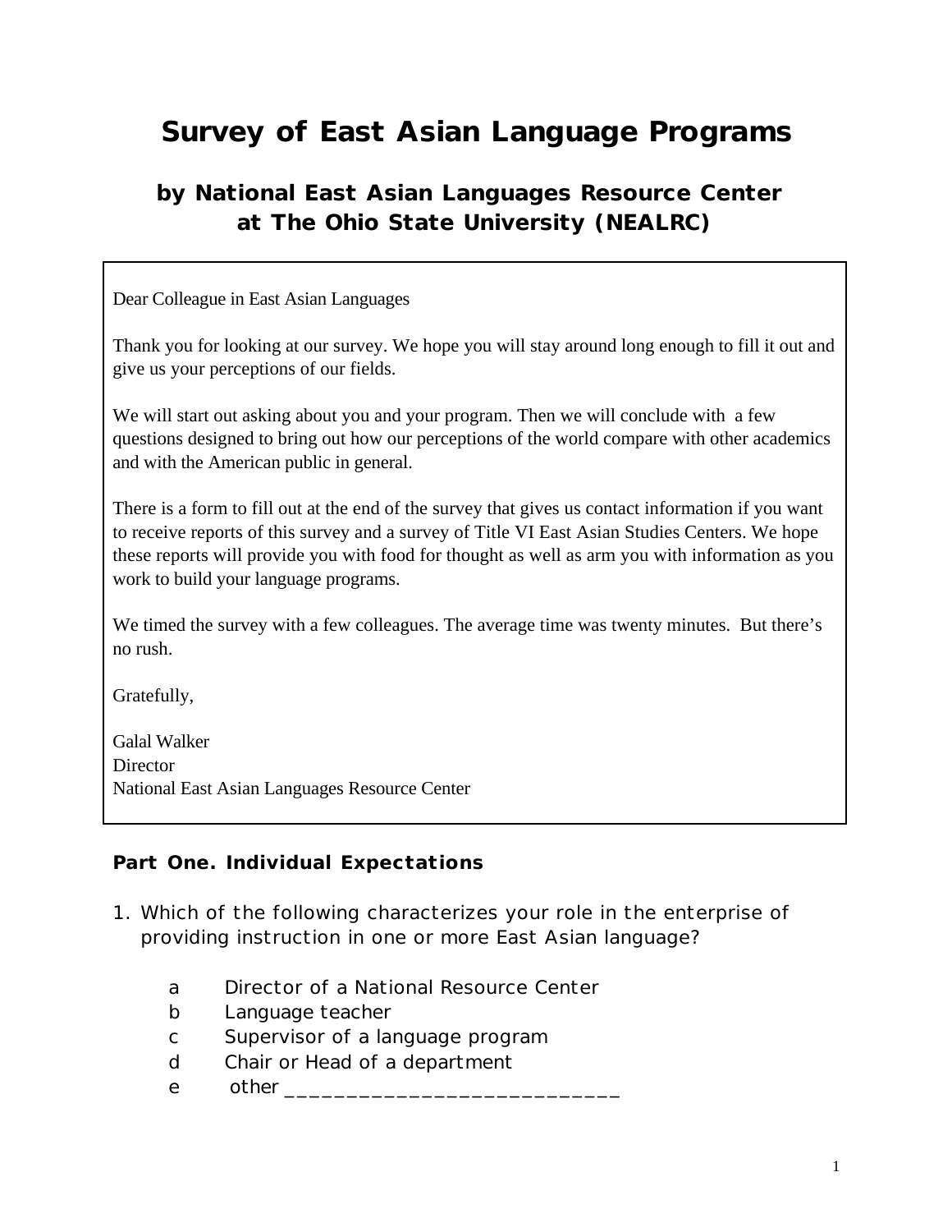# Survey of East Asian Language Programs

## by National East Asian Languages Resource Center at The Ohio State University (NEALRC)

Dear Colleague in East Asian Languages

Thank you for looking at our survey. We hope you will stay around long enough to fill it out and give us your perceptions of our fields.

We will start out asking about you and your program. Then we will conclude with a few questions designed to bring out how our perceptions of the world compare with other academics and with the American public in general.

There is a form to fill out at the end of the survey that gives us contact information if you want to receive reports of this survey and a survey of Title VI East Asian Studies Centers. We hope these reports will provide you with food for thought as well as arm you with information as you work to build your language programs.

We timed the survey with a few colleagues. The average time was twenty minutes. But there's no rush.

Gratefully,

Galal Walker
Director
National East Asian Languages Resource Center

### Part One. Individual Expectations

1. Which of the following characterizes your role in the enterprise of providing instruction in one or more East Asian language?

   a Director of a National Resource Center
   b Language teacher
   c Supervisor of a language program
   d Chair or Head of a department
   e other ____________________________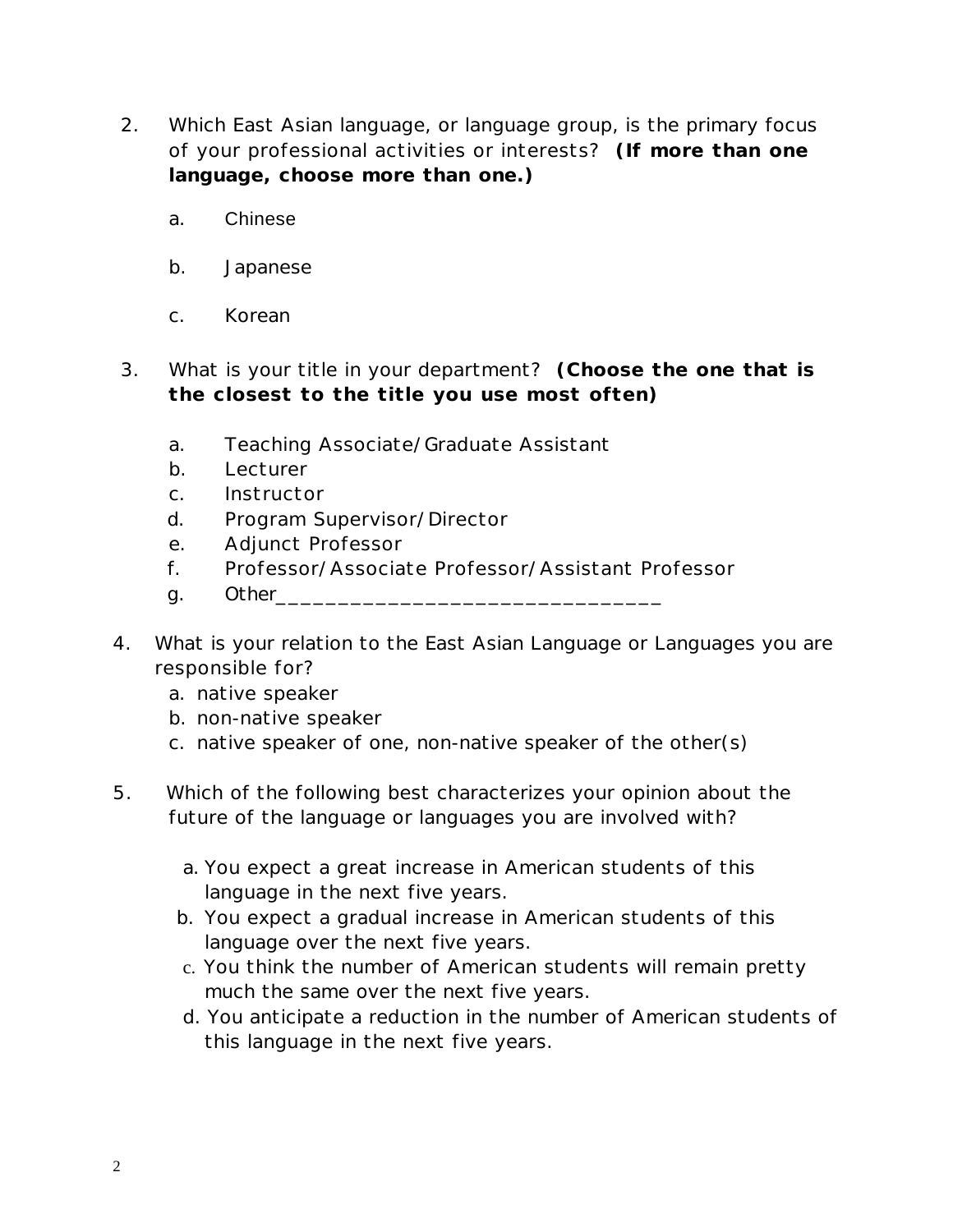2. Which East Asian language, or language group, is the primary focus of your professional activities or interests? **(If more than one language, choose more than one.)**

   a. Chinese

   b. Japanese

   c. Korean

3. What is your title in your department? **(Choose the one that is the closest to the title you use most often)**

   a. Teaching Associate/Graduate Assistant
   b. Lecturer
   c. Instructor
   d. Program Supervisor/Director
   e. Adjunct Professor
   f. Professor/Associate Professor/Assistant Professor
   g. Other_______________________________

4. What is your relation to the East Asian Language or Languages you are responsible for?
   a. native speaker
   b. non-native speaker
   c. native speaker of one, non-native speaker of the other(s)

5. Which of the following best characterizes your opinion about the future of the language or languages you are involved with?

   a. You expect a great increase in American students of this language in the next five years.
   b. You expect a gradual increase in American students of this language over the next five years.
   c. You think the number of American students will remain pretty much the same over the next five years.
   d. You anticipate a reduction in the number of American students of this language in the next five years.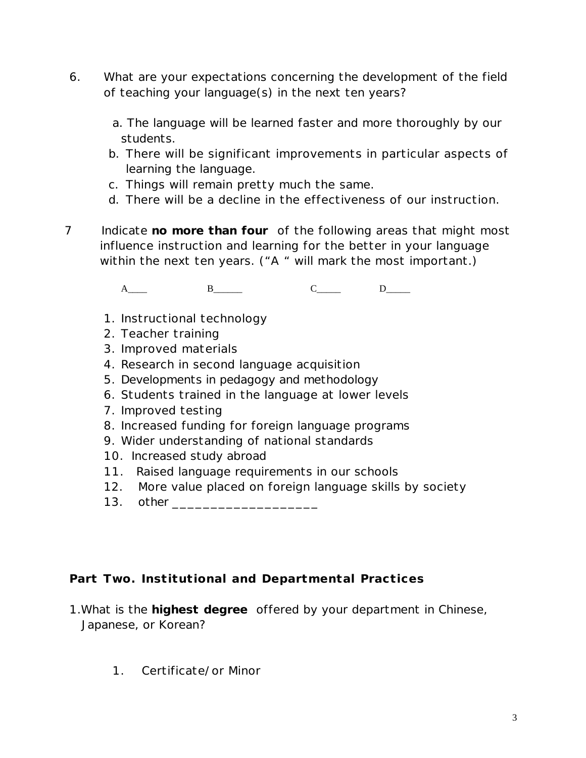6. What are your expectations concerning the development of the field of teaching your language(s) in the next ten years?

   a. The language will be learned faster and more thoroughly by our students.
   b. There will be significant improvements in particular aspects of learning the language.
   c. Things will remain pretty much the same.
   d. There will be a decline in the effectiveness of our instruction.

7 Indicate **no more than four** of the following areas that might most influence instruction and learning for the better in your language within the next ten years. ("A " will mark the most important.)

   A____ B______ C_____ D_____

   1. Instructional technology
   2. Teacher training
   3. Improved materials
   4. Research in second language acquisition
   5. Developments in pedagogy and methodology
   6. Students trained in the language at lower levels
   7. Improved testing
   8. Increased funding for foreign language programs
   9. Wider understanding of national standards
   10. Increased study abroad
   11. Raised language requirements in our schools
   12. More value placed on foreign language skills by society
   13. other ____________________

## Part Two. Institutional and Departmental Practices

1. What is the **highest degree** offered by your department in Chinese, Japanese, or Korean?

   1. Certificate/or Minor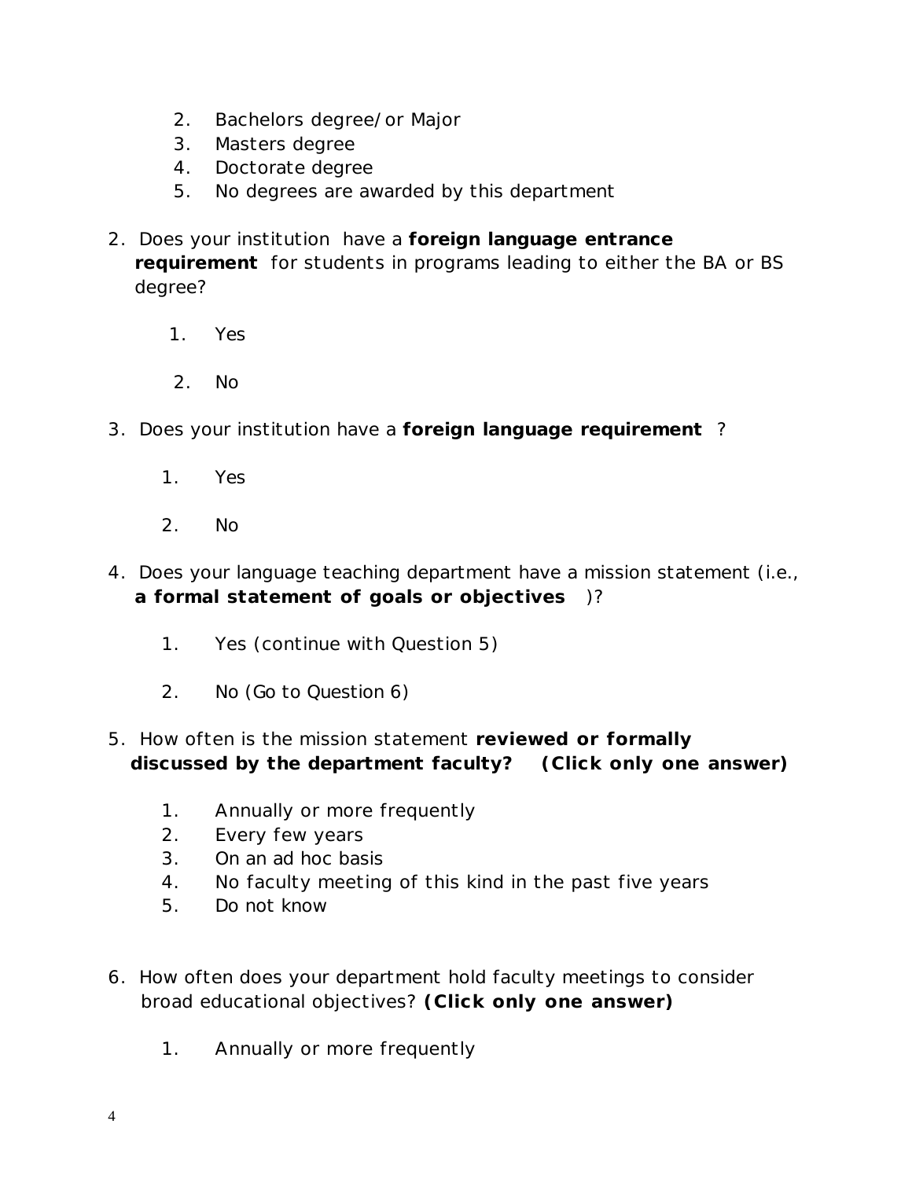2. Bachelors degree/or Major
3. Masters degree
4. Doctorate degree
5. No degrees are awarded by this department

2. Does your institution have a **foreign language entrance requirement** for students in programs leading to either the BA or BS degree?

    1. Yes

    2. No

3. Does your institution have a **foreign language requirement** ?

    1. Yes

    2. No

4. Does your language teaching department have a mission statement (i.e., **a formal statement of goals or objectives** )?

    1. Yes (continue with Question 5)

    2. No (Go to Question 6)

5. How often is the mission statement **reviewed or formally discussed by the department faculty? (Click only one answer)**

    1. Annually or more frequently
    2. Every few years
    3. On an ad hoc basis
    4. No faculty meeting of this kind in the past five years
    5. Do not know

6. How often does your department hold faculty meetings to consider broad educational objectives? **(Click only one answer)**

    1. Annually or more frequently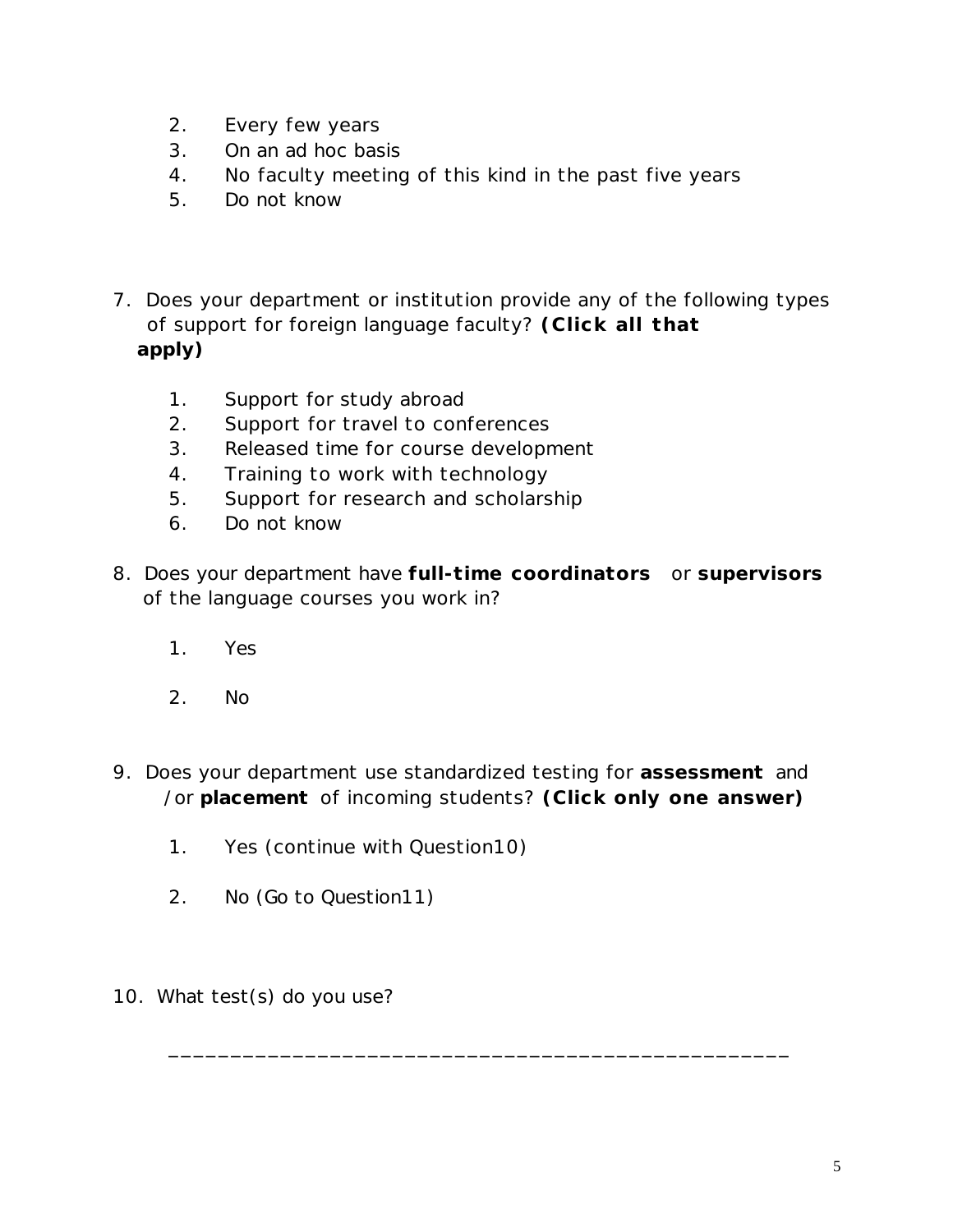2. Every few years
3. On an ad hoc basis
4. No faculty meeting of this kind in the past five years
5. Do not know

7. Does your department or institution provide any of the following types of support for foreign language faculty? **(Click all that apply)**

   1. Support for study abroad
   2. Support for travel to conferences
   3. Released time for course development
   4. Training to work with technology
   5. Support for research and scholarship
   6. Do not know

8. Does your department have **full-time coordinators** or **supervisors** of the language courses you work in?

   1. Yes

   2. No

9. Does your department use standardized testing for **assessment** and /or **placement** of incoming students? **(Click only one answer)**

   1. Yes (continue with Question10)

   2. No (Go to Question11)

10. What test(s) do you use?

    ______________________________________________________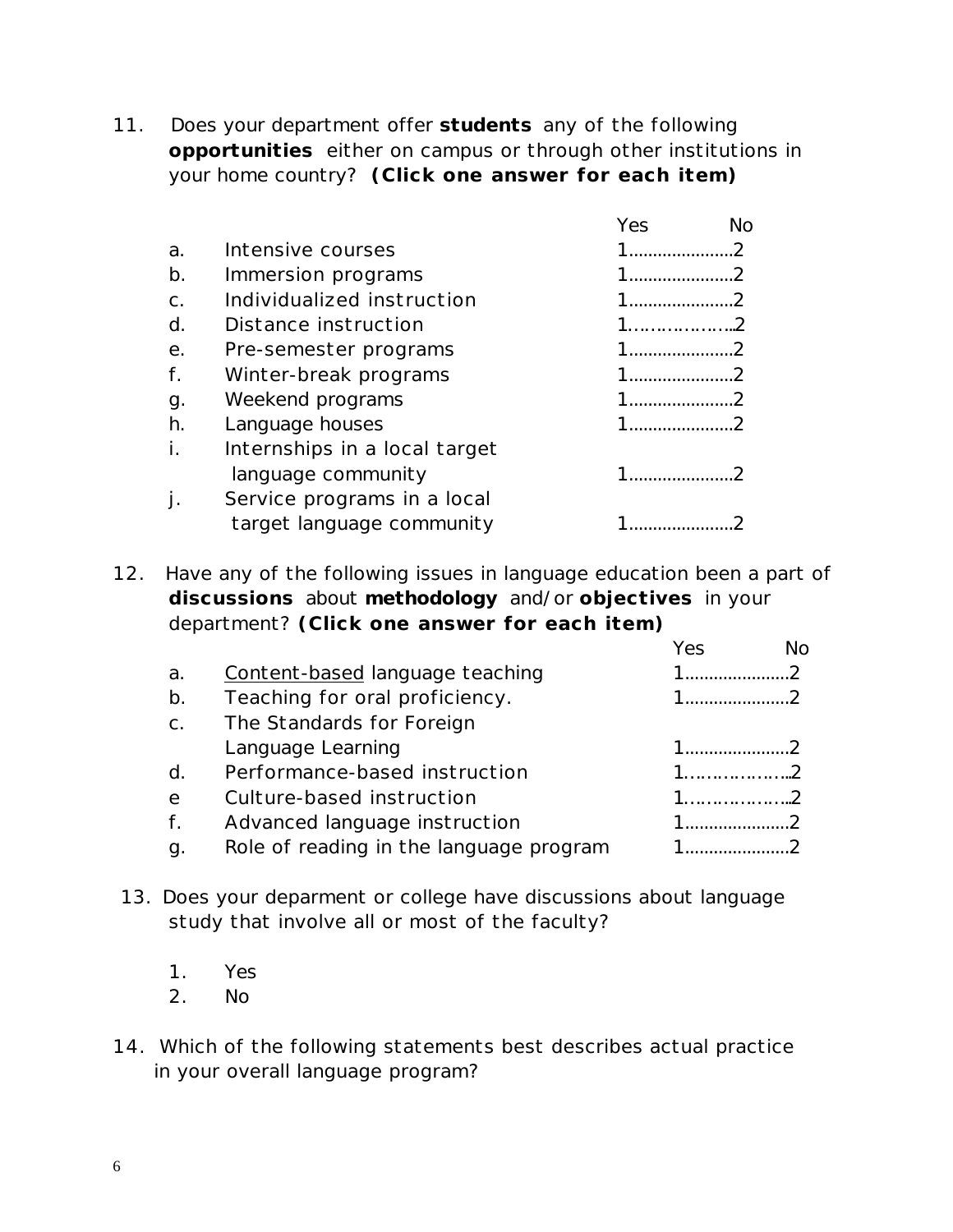11. Does your department offer **students** any of the following **opportunities** either on campus or through other institutions in your home country? **(Click one answer for each item)**

| | | Yes | No |
|---|---|---|---|
| a. | Intensive courses | 1 | 2 |
| b. | Immersion programs | 1 | 2 |
| c. | Individualized instruction | 1 | 2 |
| d. | Distance instruction | 1 | 2 |
| e. | Pre-semester programs | 1 | 2 |
| f. | Winter-break programs | 1 | 2 |
| g. | Weekend programs | 1 | 2 |
| h. | Language houses | 1 | 2 |
| i. | Internships in a local target language community | 1 | 2 |
| j. | Service programs in a local target language community | 1 | 2 |

12. Have any of the following issues in language education been a part of **discussions** about **methodology** and/or **objectives** in your department? **(Click one answer for each item)**

| | | Yes | No |
|---|---|---|---|
| a. | <u>Content-based</u> language teaching | 1 | 2 |
| b. | Teaching for oral proficiency. | 1 | 2 |
| c. | The Standards for Foreign Language Learning | 1 | 2 |
| d. | Performance-based instruction | 1 | 2 |
| e | Culture-based instruction | 1 | 2 |
| f. | Advanced language instruction | 1 | 2 |
| g. | Role of reading in the language program | 1 | 2 |

13. Does your deparment or college have discussions about language study that involve all or most of the faculty?

1. Yes
2. No

14. Which of the following statements best describes actual practice in your overall language program?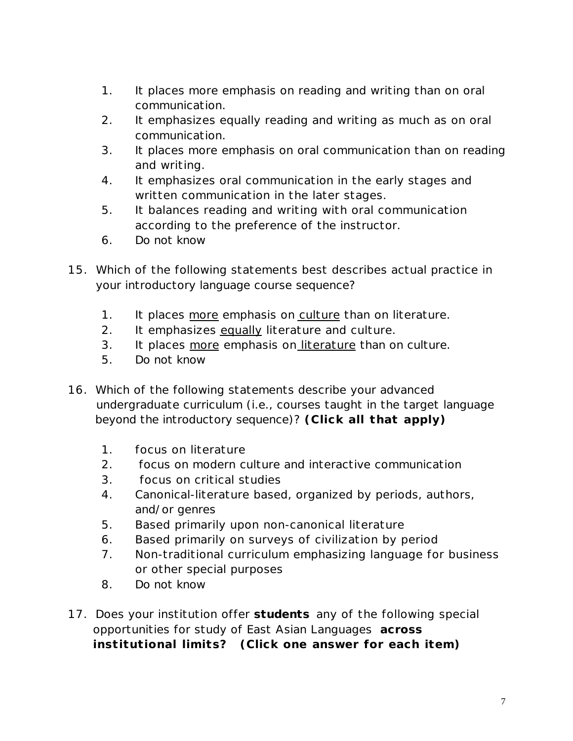1. It places more emphasis on reading and writing than on oral communication.
2. It emphasizes equally reading and writing as much as on oral communication.
3. It places more emphasis on oral communication than on reading and writing.
4. It emphasizes oral communication in the early stages and written communication in the later stages.
5. It balances reading and writing with oral communication according to the preference of the instructor.
6. Do not know

15. Which of the following statements best describes actual practice in your introductory language course sequence?

    1. It places more emphasis on culture than on literature.
    2. It emphasizes equally literature and culture.
    3. It places more emphasis on literature than on culture.
    5. Do not know

16. Which of the following statements describe your advanced undergraduate curriculum (i.e., courses taught in the target language beyond the introductory sequence)? **(Click all that apply)**

    1. focus on literature
    2. focus on modern culture and interactive communication
    3. focus on critical studies
    4. Canonical-literature based, organized by periods, authors, and/or genres
    5. Based primarily upon non-canonical literature
    6. Based primarily on surveys of civilization by period
    7. Non-traditional curriculum emphasizing language for business or other special purposes
    8. Do not know

17. Does your institution offer **students** any of the following special opportunities for study of East Asian Languages **across institutional limits? (Click one answer for each item)**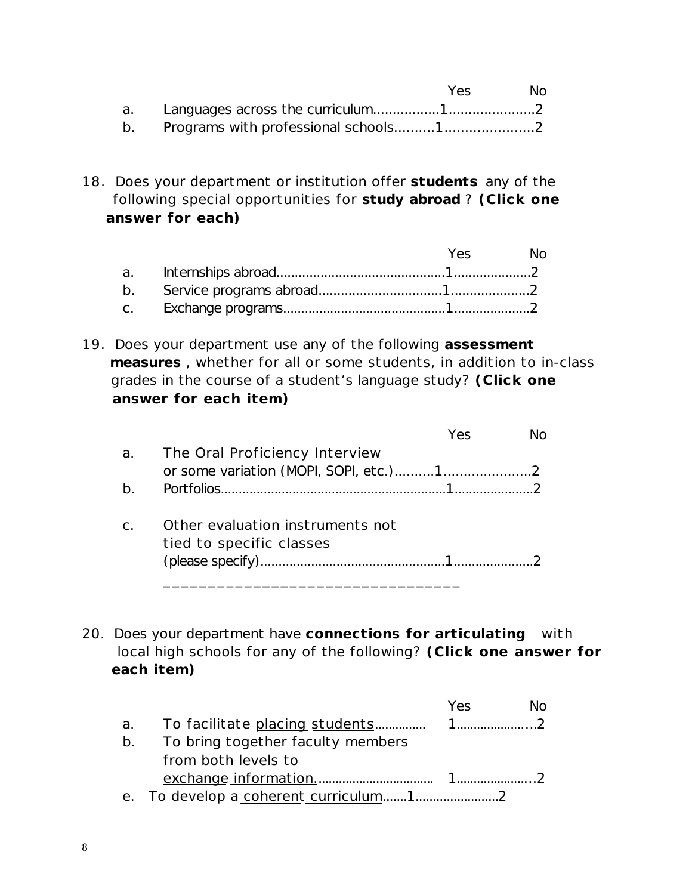| | | Yes | No |
|---|---|---|---|
| a. | Languages across the curriculum | 1 | 2 |
| b. | Programs with professional schools | 1 | 2 |

18. Does your department or institution offer **students** any of the following special opportunities for **study abroad**? **(Click one answer for each)**

| | | Yes | No |
|---|---|---|---|
| a. | Internships abroad | 1 | 2 |
| b. | Service programs abroad | 1 | 2 |
| c. | Exchange programs | 1 | 2 |

19. Does your department use any of the following **assessment measures**, whether for all or some students, in addition to in-class grades in the course of a student's language study? **(Click one answer for each item)**

| | | Yes | No |
|---|---|---|---|
| a. | The Oral Proficiency Interview or some variation (MOPI, SOPI, etc.) | 1 | 2 |
| b. | Portfolios | 1 | 2 |
| c. | Other evaluation instruments not tied to specific classes (please specify) ________________________________ | 1 | 2 |

20. Does your department have **connections for articulating** with local high schools for any of the following? **(Click one answer for each item)**

| | | Yes | No |
|---|---|---|---|
| a. | To facilitate placing students | 1 | 2 |
| b. | To bring together faculty members from both levels to exchange information. | 1 | 2 |
| e. | To develop a coherent curriculum | 1 | 2 |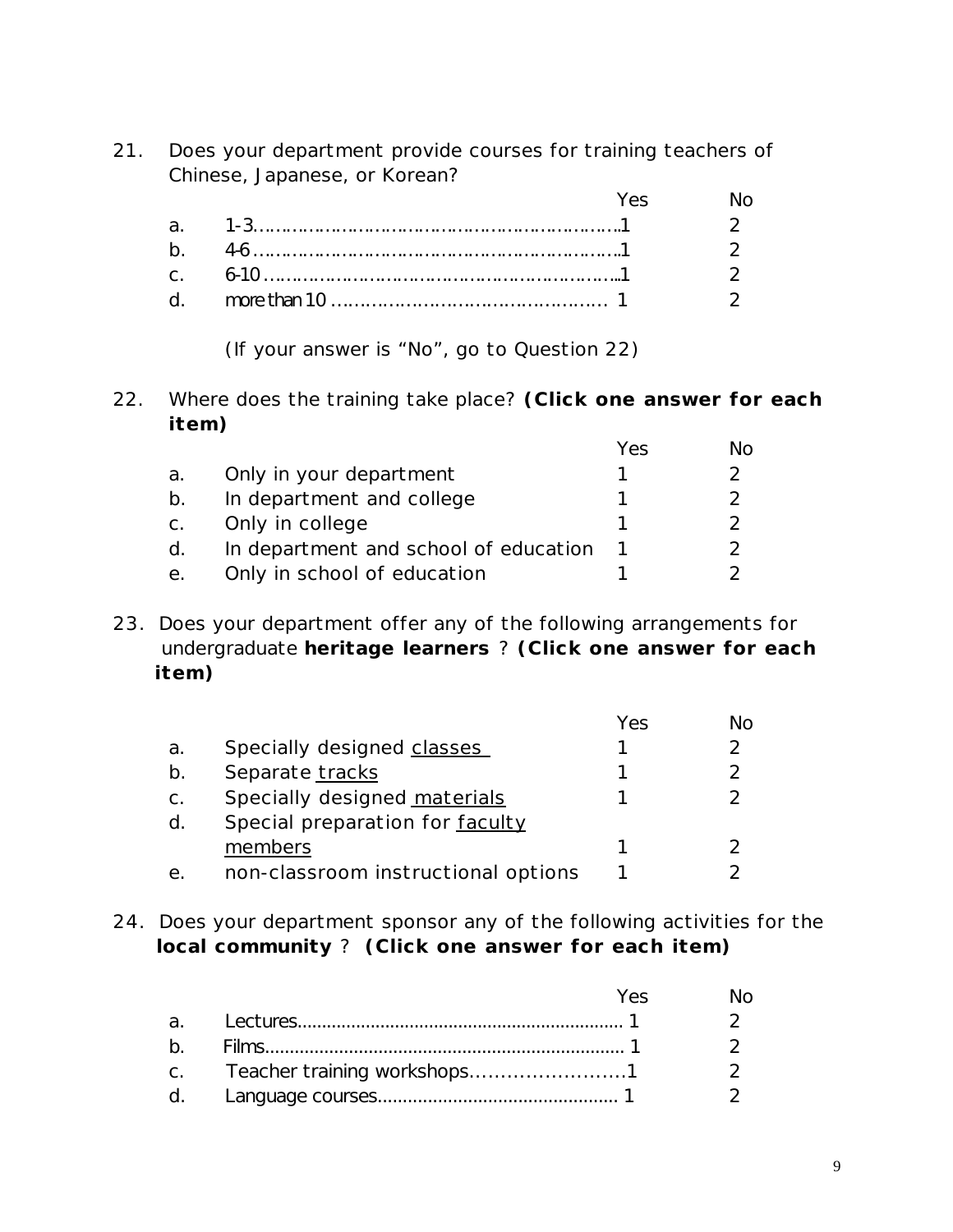21. Does your department provide courses for training teachers of Chinese, Japanese, or Korean?

| | | Yes | No |
|---|---|---|---|
| a. | 1-3 | 1 | 2 |
| b. | 4-6 | 1 | 2 |
| c. | 6-10 | 1 | 2 |
| d. | more than 10 | 1 | 2 |

(If your answer is "No", go to Question 22)

22. Where does the training take place? **(Click one answer for each item)**

| | | Yes | No |
|---|---|---|---|
| a. | Only in your department | 1 | 2 |
| b. | In department and college | 1 | 2 |
| c. | Only in college | 1 | 2 |
| d. | In department and school of education | 1 | 2 |
| e. | Only in school of education | 1 | 2 |

23. Does your department offer any of the following arrangements for undergraduate **heritage learners** ? **(Click one answer for each item)**

| | | Yes | No |
|---|---|---|---|
| a. | Specially designed <u>classes</u> | 1 | 2 |
| b. | Separate <u>tracks</u> | 1 | 2 |
| c. | Specially designed <u>materials</u> | 1 | 2 |
| d. | Special preparation for <u>faculty members</u> | 1 | 2 |
| e. | non-classroom instructional options | 1 | 2 |

24. Does your department sponsor any of the following activities for the **local community** ? **(Click one answer for each item)**

| | | Yes | No |
|---|---|---|---|
| a. | Lectures | 1 | 2 |
| b. | Films | 1 | 2 |
| c. | Teacher training workshops | 1 | 2 |
| d. | Language courses | 1 | 2 |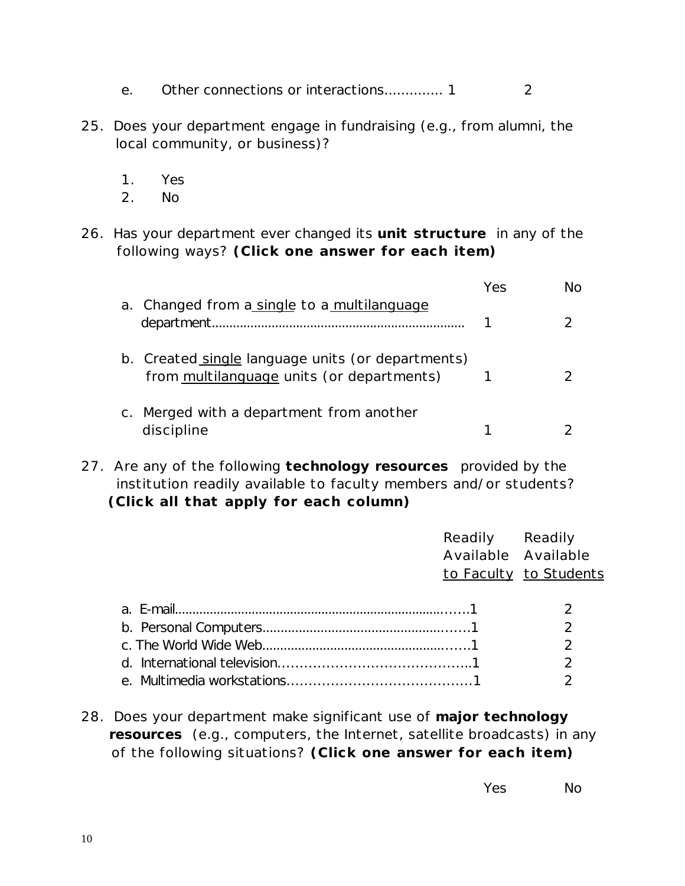e. Other connections or interactions............. 1 2

25. Does your department engage in fundraising (e.g., from alumni, the local community, or business)?

    1. Yes
    2. No

26. Has your department ever changed its **unit structure** in any of the following ways? **(Click one answer for each item)**

| | Yes | No |
|---|---|---|
| a. Changed from a single to a multilanguage department...................................................................... | 1 | 2 |
| b. Created single language units (or departments) from multilanguage units (or departments) | 1 | 2 |
| c. Merged with a department from another discipline | 1 | 2 |

27. Are any of the following **technology resources** provided by the institution readily available to faculty members and/or students? **(Click all that apply for each column)**

| | Readily Available to Faculty | Readily Available to Students |
|---|---|---|
| a. E-mail.................................................................................... | 1 | 2 |
| b. Personal Computers.......................................................... | 1 | 2 |
| c. The World Wide Web.......................................................... | 1 | 2 |
| d. International television............................................. | 1 | 2 |
| e. Multimedia workstations............................................ | 1 | 2 |

28. Does your department make significant use of **major technology resources** (e.g., computers, the Internet, satellite broadcasts) in any of the following situations? **(Click one answer for each item)**

| | Yes | No |
|---|---|---|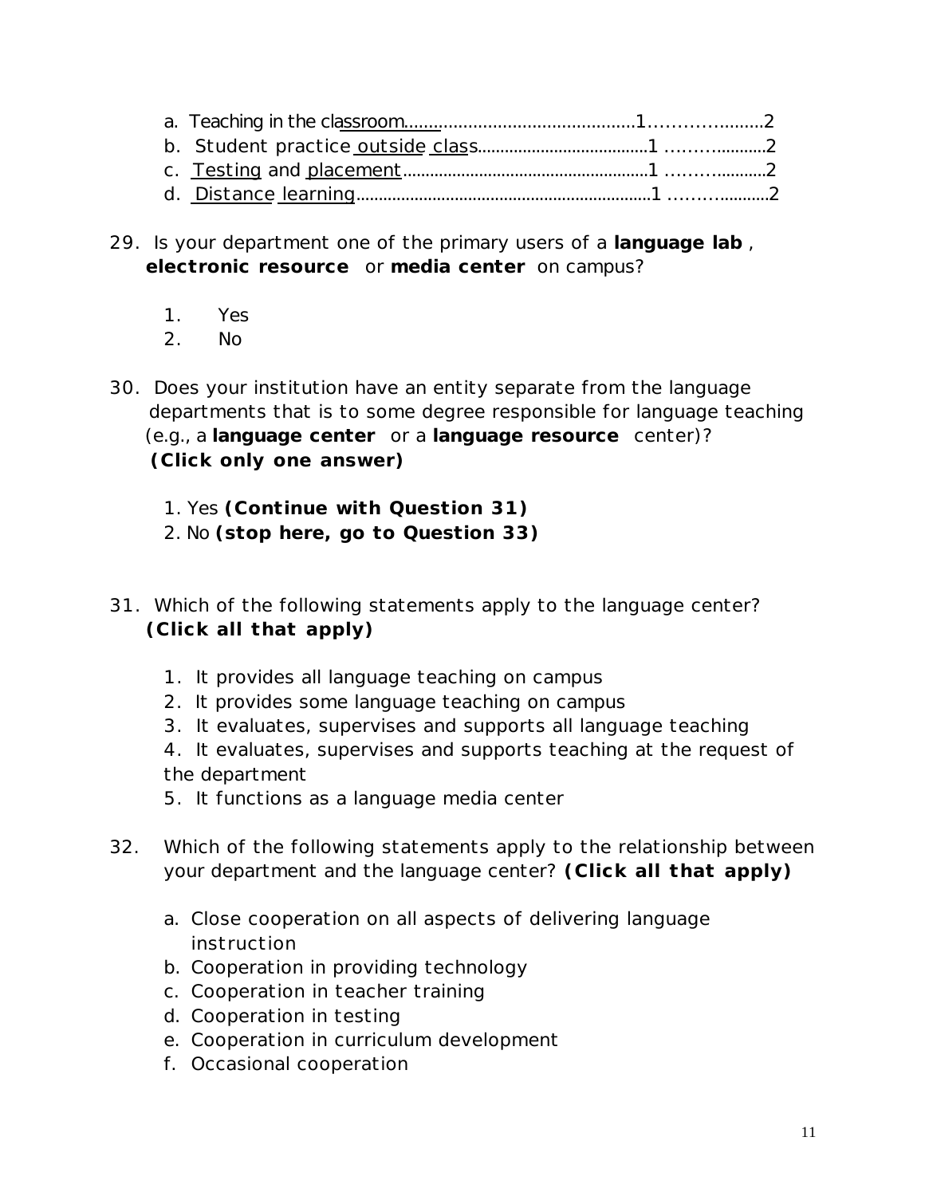a. Teaching in the classroom..................................................1......................2
b. Student practice outside class......................................1 .......................2
c. Testing and placement.......................................................1 .......................2
d. Distance learning.................................................................1 .......................2

29. Is your department one of the primary users of a **language lab**, **electronic resource** or **media center** on campus?

1. Yes
2. No

30. Does your institution have an entity separate from the language departments that is to some degree responsible for language teaching (e.g., a **language center** or a **language resource** center)? **(Click only one answer)**

1. Yes **(Continue with Question 31)**
2. No **(stop here, go to Question 33)**

31. Which of the following statements apply to the language center? **(Click all that apply)**

1. It provides all language teaching on campus
2. It provides some language teaching on campus
3. It evaluates, supervises and supports all language teaching
4. It evaluates, supervises and supports teaching at the request of the department
5. It functions as a language media center

32. Which of the following statements apply to the relationship between your department and the language center? **(Click all that apply)**

a. Close cooperation on all aspects of delivering language instruction
b. Cooperation in providing technology
c. Cooperation in teacher training
d. Cooperation in testing
e. Cooperation in curriculum development
f. Occasional cooperation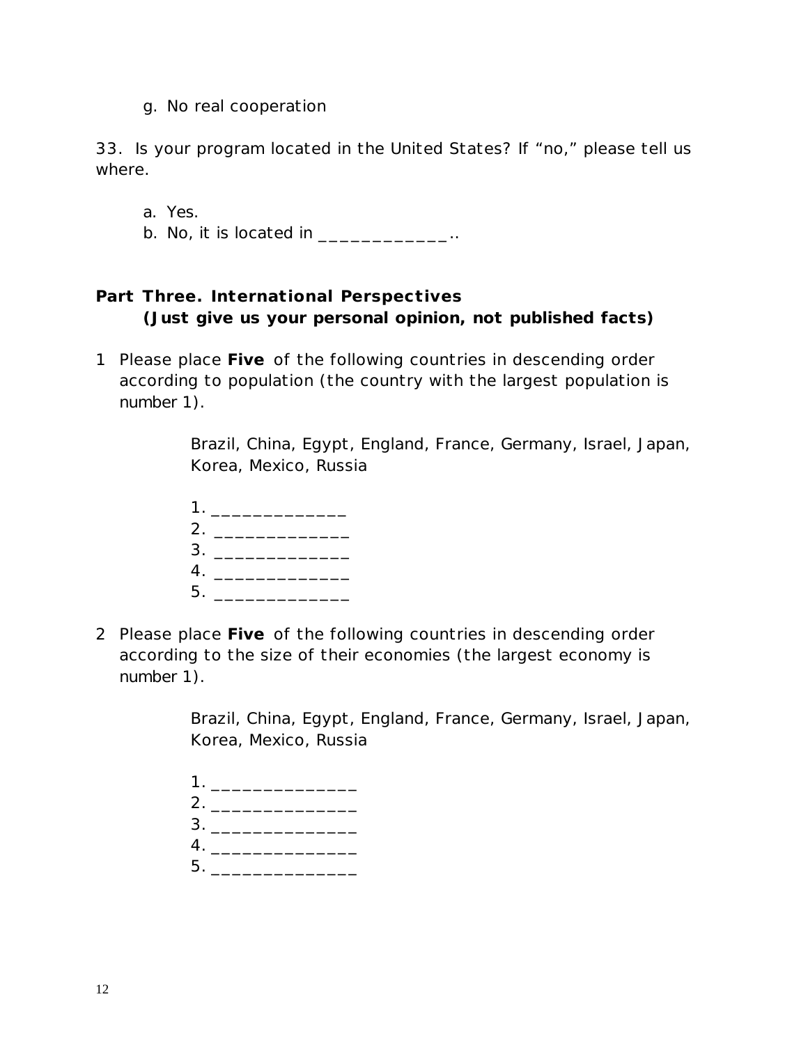g. No real cooperation

33. Is your program located in the United States? If "no," please tell us where.

a. Yes.
b. No, it is located in _____________..

## Part Three. International Perspectives
**(Just give us your personal opinion, not published facts)**

1 Please place **Five** of the following countries in descending order according to population (the country with the largest population is number 1).

Brazil, China, Egypt, England, France, Germany, Israel, Japan, Korea, Mexico, Russia

1. _____________
2. _____________
3. _____________
4. _____________
5. _____________

2 Please place **Five** of the following countries in descending order according to the size of their economies (the largest economy is number 1).

Brazil, China, Egypt, England, France, Germany, Israel, Japan, Korea, Mexico, Russia

1. ______________
2. ______________
3. ______________
4. ______________
5. ______________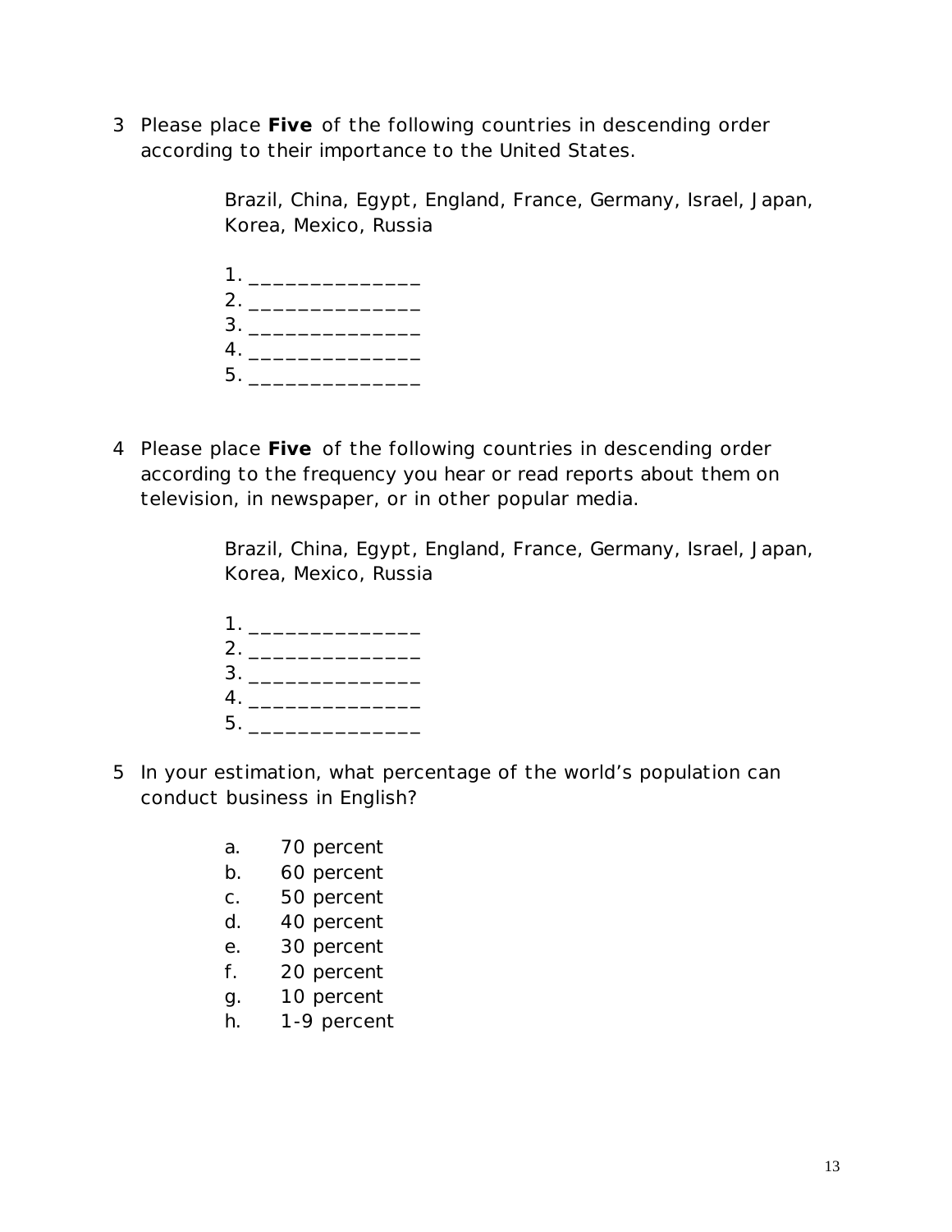3 Please place **Five** of the following countries in descending order according to their importance to the United States.

Brazil, China, Egypt, England, France, Germany, Israel, Japan, Korea, Mexico, Russia

1. ______________
2. ______________
3. ______________
4. ______________
5. ______________

4 Please place **Five** of the following countries in descending order according to the frequency you hear or read reports about them on television, in newspaper, or in other popular media.

Brazil, China, Egypt, England, France, Germany, Israel, Japan, Korea, Mexico, Russia

1. ______________
2. ______________
3. ______________
4. ______________
5. ______________

5 In your estimation, what percentage of the world's population can conduct business in English?

a. 70 percent
b. 60 percent
c. 50 percent
d. 40 percent
e. 30 percent
f. 20 percent
g. 10 percent
h. 1-9 percent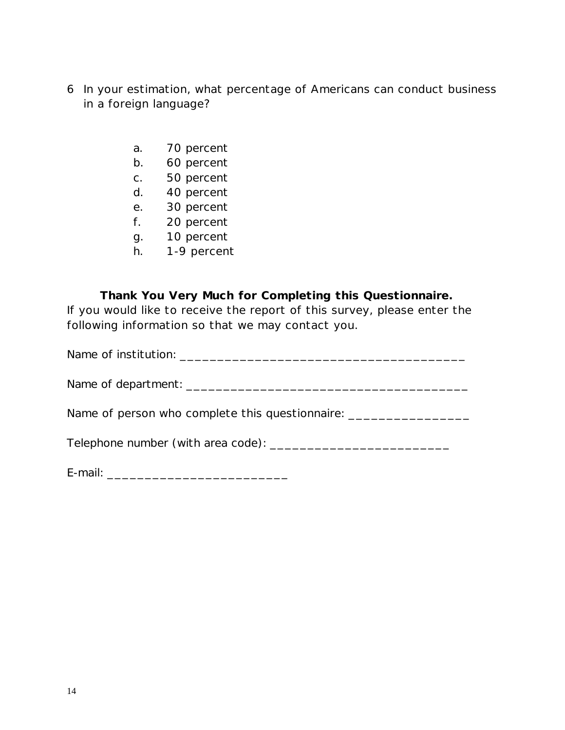6 In your estimation, what percentage of Americans can conduct business in a foreign language?

a. 70 percent
b. 60 percent
c. 50 percent
d. 40 percent
e. 30 percent
f. 20 percent
g. 10 percent
h. 1-9 percent

**Thank You Very Much for Completing this Questionnaire.**

If you would like to receive the report of this survey, please enter the following information so that we may contact you.

Name of institution: ________________________________________

Name of department: ________________________________________

Name of person who complete this questionnaire: _________________

Telephone number (with area code): _________________________

E-mail: _________________________